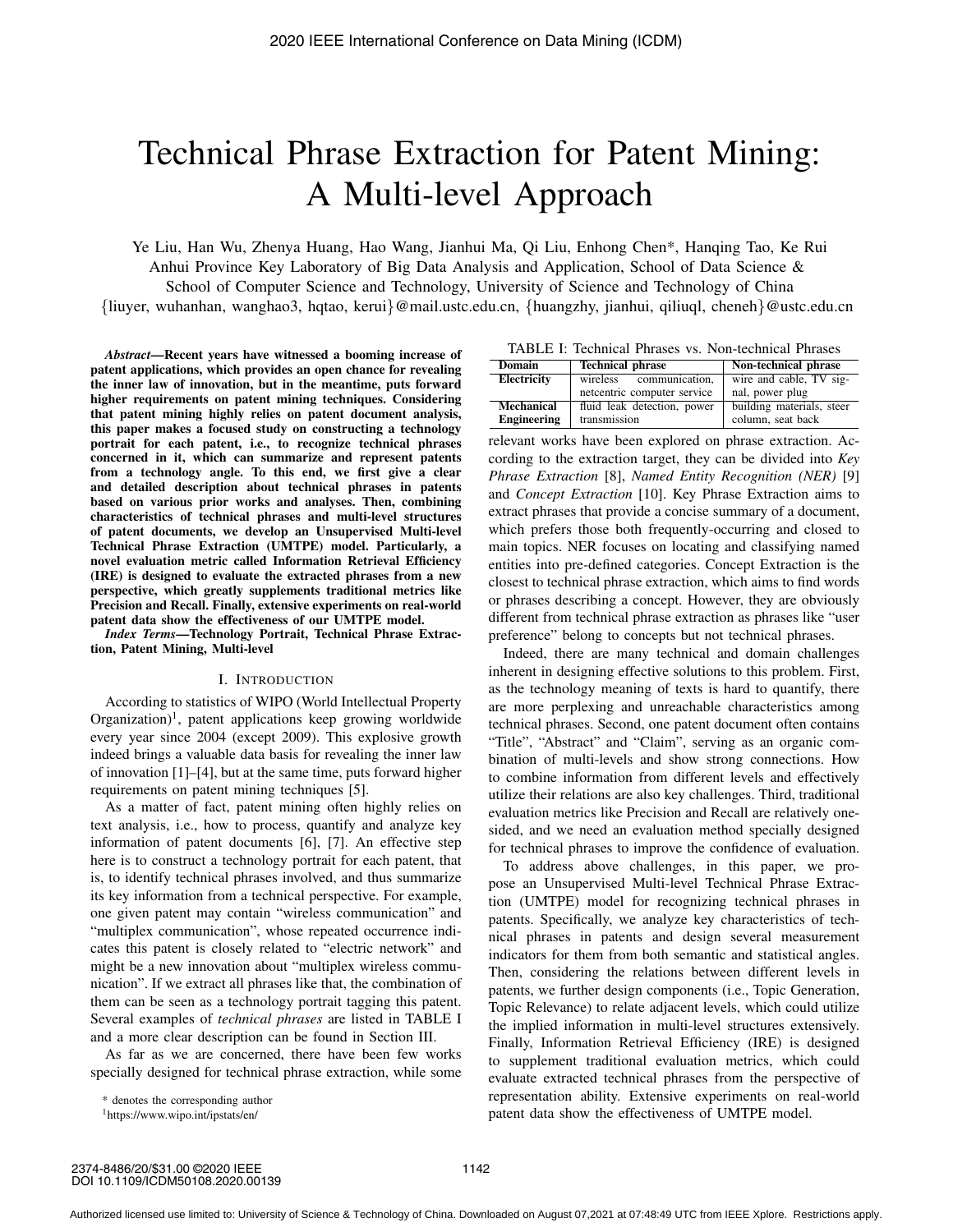# Technical Phrase Extraction for Patent Mining: A Multi-level Approach

Ye Liu, Han Wu, Zhenya Huang, Hao Wang, Jianhui Ma, Qi Liu, Enhong Chen*, Hanqing Tao, Ke Rui
Anhui Province Key Laboratory of Big Data Analysis and Application, School of Data Science &
School of Computer Science and Technology, University of Science and Technology of China
{liuyer, wuhanhan, wanghao3, hqtao, kerui}@mail.ustc.edu.cn, {huangzhy, jianhui, qiliuql, cheneh}@ustc.edu.cn

***Abstract*—Recent years have witnessed a booming increase of patent applications, which provides an open chance for revealing the inner law of innovation, but in the meantime, puts forward higher requirements on patent mining techniques. Considering that patent mining highly relies on patent document analysis, this paper makes a focused study on constructing a technology portrait for each patent, i.e., to recognize technical phrases concerned in it, which can summarize and represent patents from a technology angle. To this end, we first give a clear and detailed description about technical phrases in patents based on various prior works and analyses. Then, combining characteristics of technical phrases and multi-level structures of patent documents, we develop an Unsupervised Multi-level Technical Phrase Extraction (UMTPE) model. Particularly, a novel evaluation metric called Information Retrieval Efficiency (IRE) is designed to evaluate the extracted phrases from a new perspective, which greatly supplements traditional metrics like Precision and Recall. Finally, extensive experiments on real-world patent data show the effectiveness of our UMTPE model.**

***Index Terms*—Technology Portrait, Technical Phrase Extraction, Patent Mining, Multi-level**

## I. Introduction

According to statistics of WIPO (World Intellectual Property Organization)[1], patent applications keep growing worldwide every year since 2004 (except 2009). This explosive growth indeed brings a valuable data basis for revealing the inner law of innovation [1]–[4], but at the same time, puts forward higher requirements on patent mining techniques [5].

As a matter of fact, patent mining often highly relies on text analysis, i.e., how to process, quantify and analyze key information of patent documents [6], [7]. An effective step here is to construct a technology portrait for each patent, that is, to identify technical phrases involved, and thus summarize its key information from a technical perspective. For example, one given patent may contain "wireless communication" and "multiplex communication", whose repeated occurrence indicates this patent is closely related to "electric network" and might be a new innovation about "multiplex wireless communication". If we extract all phrases like that, the combination of them can be seen as a technology portrait tagging this patent. Several examples of *technical phrases* are listed in TABLE I and a more clear description can be found in Section III.

As far as we are concerned, there have been few works specially designed for technical phrase extraction, while some relevant works have been explored on phrase extraction. According to the extraction target, they can be divided into *Key Phrase Extraction* [8], *Named Entity Recognition (NER)* [9] and *Concept Extraction* [10]. Key Phrase Extraction aims to extract phrases that provide a concise summary of a document, which prefers those both frequently-occurring and closed to main topics. NER focuses on locating and classifying named entities into pre-defined categories. Concept Extraction is the closest to technical phrase extraction, which aims to find words or phrases describing a concept. However, they are obviously different from technical phrase extraction as phrases like "user preference" belong to concepts but not technical phrases.

TABLE I: Technical Phrases vs. Non-technical Phrases

| Domain | Technical phrase | Non-technical phrase |
|---|---|---|
| Electricity | wireless communication, netcentric computer service | wire and cable, TV signal, power plug |
| Mechanical Engineering | fluid leak detection, power transmission | building materials, steer column, seat back |

Indeed, there are many technical and domain challenges inherent in designing effective solutions to this problem. First, as the technology meaning of texts is hard to quantify, there are more perplexing and unreachable characteristics among technical phrases. Second, one patent document often contains "Title", "Abstract" and "Claim", serving as an organic combination of multi-levels and show strong connections. How to combine information from different levels and effectively utilize their relations are also key challenges. Third, traditional evaluation metrics like Precision and Recall are relatively one-sided, and we need an evaluation method specially designed for technical phrases to improve the confidence of evaluation.

To address above challenges, in this paper, we propose an Unsupervised Multi-level Technical Phrase Extraction (UMTPE) model for recognizing technical phrases in patents. Specifically, we analyze key characteristics of technical phrases in patents and design several measurement indicators for them from both semantic and statistical angles. Then, considering the relations between different levels in patents, we further design components (i.e., Topic Generation, Topic Relevance) to relate adjacent levels, which could utilize the implied information in multi-level structures extensively. Finally, Information Retrieval Efficiency (IRE) is designed to supplement traditional evaluation metrics, which could evaluate extracted technical phrases from the perspective of representation ability. Extensive experiments on real-world patent data show the effectiveness of UMTPE model.

\* denotes the corresponding author

[1]https://www.wipo.int/ipstats/en/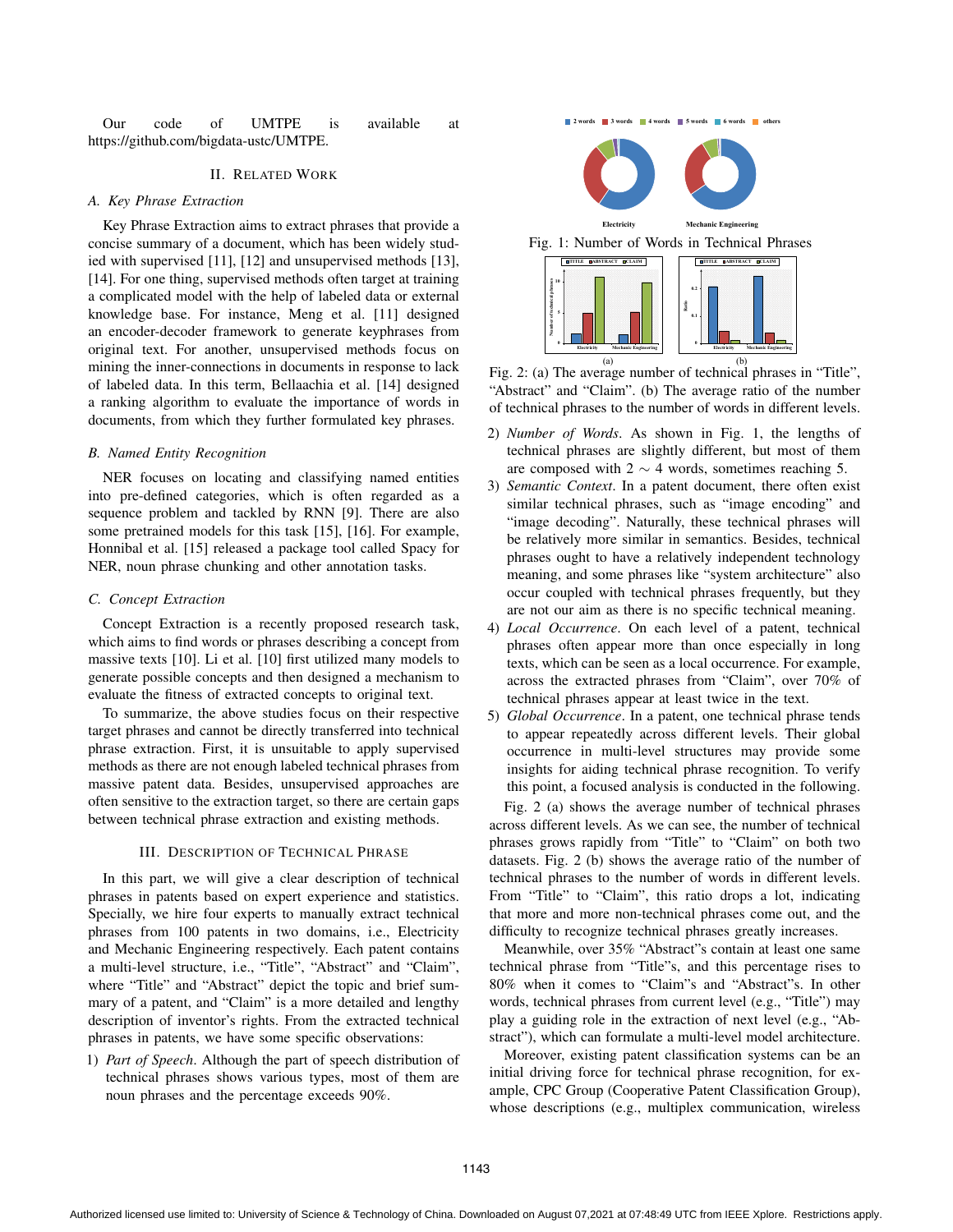Our code of UMTPE is available at https://github.com/bigdata-ustc/UMTPE.

## II. Related Work

### A. Key Phrase Extraction

Key Phrase Extraction aims to extract phrases that provide a concise summary of a document, which has been widely studied with supervised [11], [12] and unsupervised methods [13], [14]. For one thing, supervised methods often target at training a complicated model with the help of labeled data or external knowledge base. For instance, Meng et al. [11] designed an encoder-decoder framework to generate keyphrases from original text. For another, unsupervised methods focus on mining the inner-connections in documents in response to lack of labeled data. In this term, Bellaachia et al. [14] designed a ranking algorithm to evaluate the importance of words in documents, from which they further formulated key phrases.

### B. Named Entity Recognition

NER focuses on locating and classifying named entities into pre-defined categories, which is often regarded as a sequence problem and tackled by RNN [9]. There are also some pretrained models for this task [15], [16]. For example, Honnibal et al. [15] released a package tool called Spacy for NER, noun phrase chunking and other annotation tasks.

### C. Concept Extraction

Concept Extraction is a recently proposed research task, which aims to find words or phrases describing a concept from massive texts [10]. Li et al. [10] first utilized many models to generate possible concepts and then designed a mechanism to evaluate the fitness of extracted concepts to original text.

To summarize, the above studies focus on their respective target phrases and cannot be directly transferred into technical phrase extraction. First, it is unsuitable to apply supervised methods as there are not enough labeled technical phrases from massive patent data. Besides, unsupervised approaches are often sensitive to the extraction target, so there are certain gaps between technical phrase extraction and existing methods.

## III. Description of Technical Phrase

In this part, we will give a clear description of technical phrases in patents based on expert experience and statistics. Specially, we hire four experts to manually extract technical phrases from 100 patents in two domains, i.e., Electricity and Mechanic Engineering respectively. Each patent contains a multi-level structure, i.e., "Title", "Abstract" and "Claim", where "Title" and "Abstract" depict the topic and brief summary of a patent, and "Claim" is a more detailed and lengthy description of inventor's rights. From the extracted technical phrases in patents, we have some specific observations:

1) *Part of Speech*. Although the part of speech distribution of technical phrases shows various types, most of them are noun phrases and the percentage exceeds 90%.

Fig. 1: Number of Words in Technical Phrases

Fig. 2: (a) The average number of technical phrases in "Title", "Abstract" and "Claim". (b) The average ratio of the number of technical phrases to the number of words in different levels.

2) *Number of Words*. As shown in Fig. 1, the lengths of technical phrases are slightly different, but most of them are composed with 2 $\sim$ 4 words, sometimes reaching 5.
3) *Semantic Context*. In a patent document, there often exist similar technical phrases, such as "image encoding" and "image decoding". Naturally, these technical phrases will be relatively more similar in semantics. Besides, technical phrases ought to have a relatively independent technology meaning, and some phrases like "system architecture" also occur coupled with technical phrases frequently, but they are not our aim as there is no specific technical meaning.
4) *Local Occurrence*. On each level of a patent, technical phrases often appear more than once especially in long texts, which can be seen as a local occurrence. For example, across the extracted phrases from "Claim", over 70% of technical phrases appear at least twice in the text.
5) *Global Occurrence*. In a patent, one technical phrase tends to appear repeatedly across different levels. Their global occurrence in multi-level structures may provide some insights for aiding technical phrase recognition. To verify this point, a focused analysis is conducted in the following.

Fig. 2 (a) shows the average number of technical phrases across different levels. As we can see, the number of technical phrases grows rapidly from "Title" to "Claim" on both two datasets. Fig. 2 (b) shows the average ratio of the number of technical phrases to the number of words in different levels. From "Title" to "Claim", this ratio drops a lot, indicating that more and more non-technical phrases come out, and the difficulty to recognize technical phrases greatly increases.

Meanwhile, over 35% "Abstract"s contain at least one same technical phrase from "Title"s, and this percentage rises to 80% when it comes to "Claim"s and "Abstract"s. In other words, technical phrases from current level (e.g., "Title") may play a guiding role in the extraction of next level (e.g., "Abstract"), which can formulate a multi-level model architecture.

Moreover, existing patent classification systems can be an initial driving force for technical phrase recognition, for example, CPC Group (Cooperative Patent Classification Group), whose descriptions (e.g., multiplex communication, wireless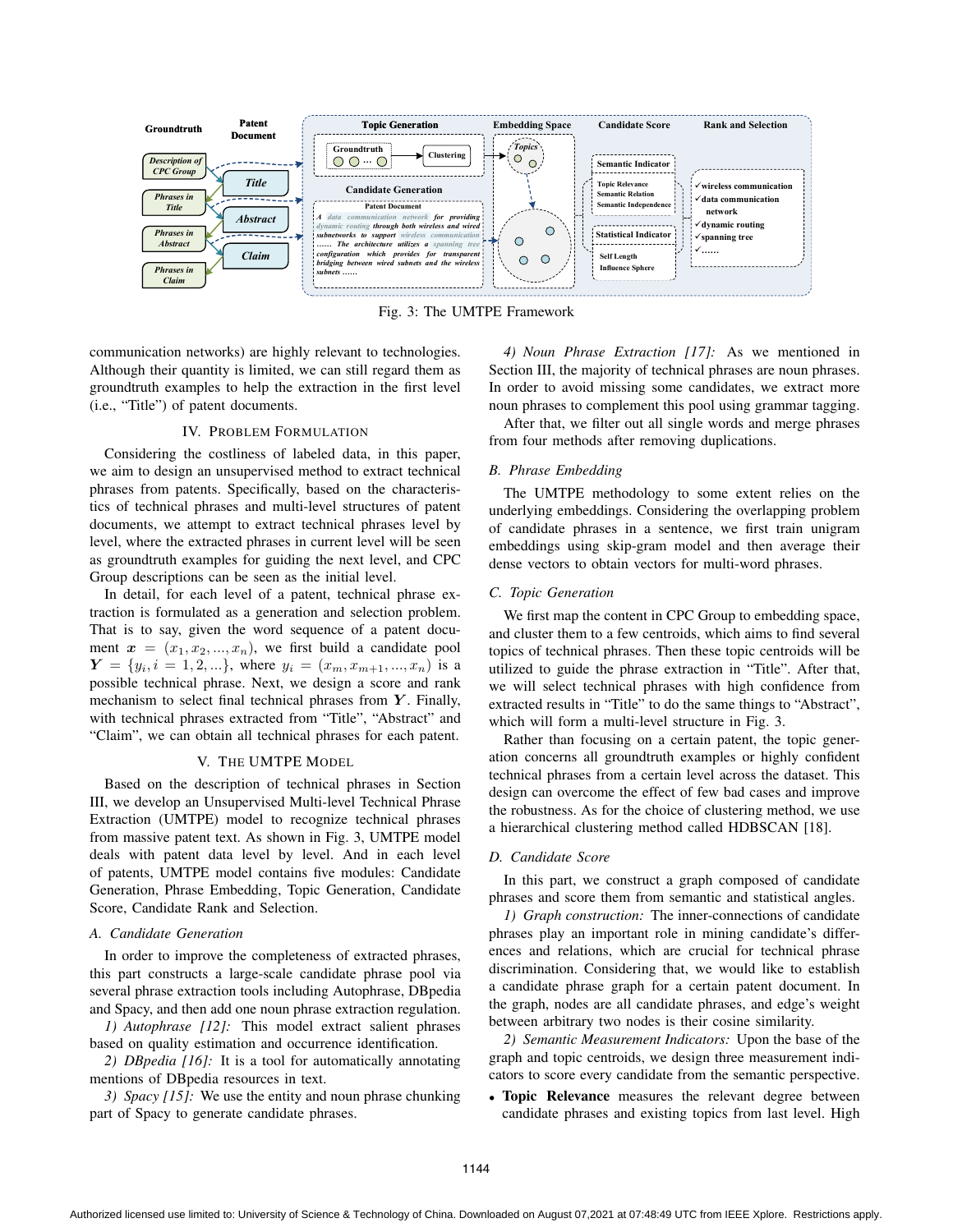Fig. 3: The UMTPE Framework

communication networks) are highly relevant to technologies. Although their quantity is limited, we can still regard them as groundtruth examples to help the extraction in the first level (i.e., "Title") of patent documents.

## IV. Problem Formulation

Considering the costliness of labeled data, in this paper, we aim to design an unsupervised method to extract technical phrases from patents. Specifically, based on the characteristics of technical phrases and multi-level structures of patent documents, we attempt to extract technical phrases level by level, where the extracted phrases in current level will be seen as groundtruth examples for guiding the next level, and CPC Group descriptions can be seen as the initial level.

In detail, for each level of a patent, technical phrase extraction is formulated as a generation and selection problem. That is to say, given the word sequence of a patent document $\boldsymbol{x} = (x_1, x_2, ..., x_n)$, we first build a candidate pool $\boldsymbol{Y} = \{y_i, i = 1, 2, ...\}$, where $y_i = (x_m, x_{m+1}, ..., x_n)$ is a possible technical phrase. Next, we design a score and rank mechanism to select final technical phrases from $\boldsymbol{Y}$. Finally, with technical phrases extracted from "Title", "Abstract" and "Claim", we can obtain all technical phrases for each patent.

## V. The UMTPE Model

Based on the description of technical phrases in Section III, we develop an Unsupervised Multi-level Technical Phrase Extraction (UMTPE) model to recognize technical phrases from massive patent text. As shown in Fig. 3, UMTPE model deals with patent data level by level. And in each level of patents, UMTPE model contains five modules: Candidate Generation, Phrase Embedding, Topic Generation, Candidate Score, Candidate Rank and Selection.

### A. Candidate Generation

In order to improve the completeness of extracted phrases, this part constructs a large-scale candidate phrase pool via several phrase extraction tools including Autophrase, DBpedia and Spacy, and then add one noun phrase extraction regulation.

*1) Autophrase [12]:* This model extract salient phrases based on quality estimation and occurrence identification.

*2) DBpedia [16]:* It is a tool for automatically annotating mentions of DBpedia resources in text.

*3) Spacy [15]:* We use the entity and noun phrase chunking part of Spacy to generate candidate phrases.

*4) Noun Phrase Extraction [17]:* As we mentioned in Section III, the majority of technical phrases are noun phrases. In order to avoid missing some candidates, we extract more noun phrases to complement this pool using grammar tagging.

After that, we filter out all single words and merge phrases from four methods after removing duplications.

### B. Phrase Embedding

The UMTPE methodology to some extent relies on the underlying embeddings. Considering the overlapping problem of candidate phrases in a sentence, we first train unigram embeddings using skip-gram model and then average their dense vectors to obtain vectors for multi-word phrases.

### C. Topic Generation

We first map the content in CPC Group to embedding space, and cluster them to a few centroids, which aims to find several topics of technical phrases. Then these topic centroids will be utilized to guide the phrase extraction in "Title". After that, we will select technical phrases with high confidence from extracted results in "Title" to do the same things to "Abstract", which will form a multi-level structure in Fig. 3.

Rather than focusing on a certain patent, the topic generation concerns all groundtruth examples or highly confident technical phrases from a certain level across the dataset. This design can overcome the effect of few bad cases and improve the robustness. As for the choice of clustering method, we use a hierarchical clustering method called HDBSCAN [18].

### D. Candidate Score

In this part, we construct a graph composed of candidate phrases and score them from semantic and statistical angles.

*1) Graph construction:* The inner-connections of candidate phrases play an important role in mining candidate's differences and relations, which are crucial for technical phrase discrimination. Considering that, we would like to establish a candidate phrase graph for a certain patent document. In the graph, nodes are all candidate phrases, and edge's weight between arbitrary two nodes is their cosine similarity.

*2) Semantic Measurement Indicators:* Upon the base of the graph and topic centroids, we design three measurement indicators to score every candidate from the semantic perspective.

- **Topic Relevance** measures the relevant degree between candidate phrases and existing topics from last level. High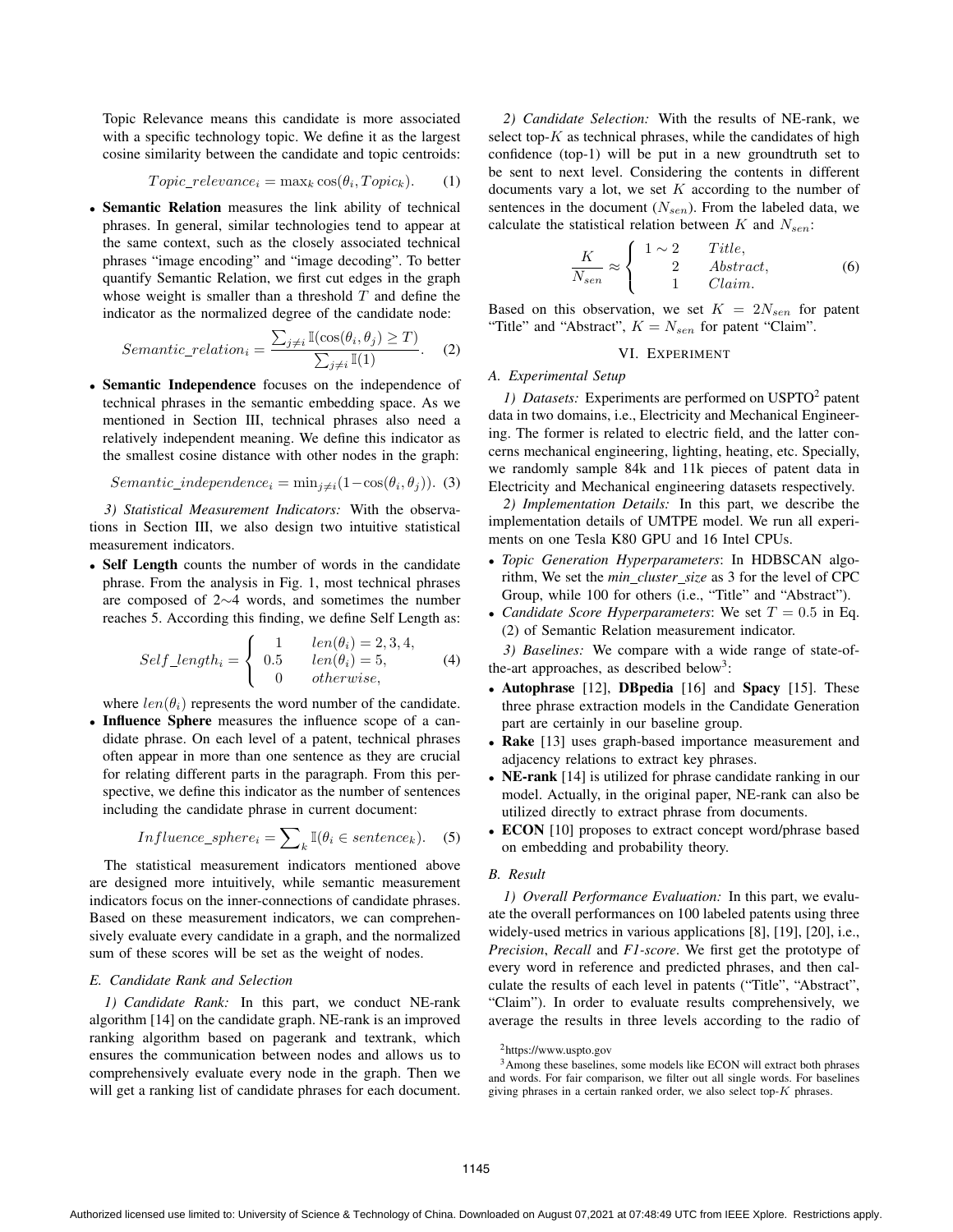Topic Relevance means this candidate is more associated with a specific technology topic. We define it as the largest cosine similarity between the candidate and topic centroids:

$$Topic\_relevance_i = \max_k \cos(\theta_i, Topic_k). \quad (1)$$

- **Semantic Relation** measures the link ability of technical phrases. In general, similar technologies tend to appear at the same context, such as the closely associated technical phrases "image encoding" and "image decoding". To better quantify Semantic Relation, we first cut edges in the graph whose weight is smaller than a threshold $T$ and define the indicator as the normalized degree of the candidate node:

$$Semantic\_relation_i = \frac{\sum_{j \neq i} \mathbb{I}(\cos(\theta_i, \theta_j) \geq T)}{\sum_{j \neq i} \mathbb{I}(1)}. \quad (2)$$

- **Semantic Independence** focuses on the independence of technical phrases in the semantic embedding space. As we mentioned in Section III, technical phrases also need a relatively independent meaning. We define this indicator as the smallest cosine distance with other nodes in the graph:

$$Semantic\_independence_i = \min_{j \neq i}(1 - \cos(\theta_i, \theta_j)). \quad (3)$$

*3) Statistical Measurement Indicators:* With the observations in Section III, we also design two intuitive statistical measurement indicators.

- **Self Length** counts the number of words in the candidate phrase. From the analysis in Fig. 1, most technical phrases are composed of 2∼4 words, and sometimes the number reaches 5. According this finding, we define Self Length as:

$$Self\_length_i = \begin{cases} 1 & len(\theta_i) = 2, 3, 4, \\ 0.5 & len(\theta_i) = 5, \\ 0 & otherwise, \end{cases} \quad (4)$$

where $len(\theta_i)$ represents the word number of the candidate.

- **Influence Sphere** measures the influence scope of a candidate phrase. On each level of a patent, technical phrases often appear in more than one sentence as they are crucial for relating different parts in the paragraph. From this perspective, we define this indicator as the number of sentences including the candidate phrase in current document:

$$Influence\_sphere_i = \sum\nolimits_k \mathbb{I}(\theta_i \in sentence_k). \quad (5)$$

The statistical measurement indicators mentioned above are designed more intuitively, while semantic measurement indicators focus on the inner-connections of candidate phrases. Based on these measurement indicators, we can comprehensively evaluate every candidate in a graph, and the normalized sum of these scores will be set as the weight of nodes.

### E. Candidate Rank and Selection

*1) Candidate Rank:* In this part, we conduct NE-rank algorithm [14] on the candidate graph. NE-rank is an improved ranking algorithm based on pagerank and textrank, which ensures the communication between nodes and allows us to comprehensively evaluate every node in the graph. Then we will get a ranking list of candidate phrases for each document.

*2) Candidate Selection:* With the results of NE-rank, we select top-$K$ as technical phrases, while the candidates of high confidence (top-1) will be put in a new groundtruth set to be sent to next level. Considering the contents in different documents vary a lot, we set $K$ according to the number of sentences in the document ($N_{sen}$). From the labeled data, we calculate the statistical relation between $K$ and $N_{sen}$:

$$\frac{K}{N_{sen}} \approx \begin{cases} 1 \sim 2 & Title, \\ 2 & Abstract, \\ 1 & Claim. \end{cases} \quad (6)$$

Based on this observation, we set $K = 2N_{sen}$ for patent "Title" and "Abstract", $K = N_{sen}$ for patent "Claim".

## VI. Experiment

### A. Experimental Setup

*1) Datasets:* Experiments are performed on USPTO[2] patent data in two domains, i.e., Electricity and Mechanical Engineering. The former is related to electric field, and the latter concerns mechanical engineering, lighting, heating, etc. Specially, we randomly sample 84k and 11k pieces of patent data in Electricity and Mechanical engineering datasets respectively.

*2) Implementation Details:* In this part, we describe the implementation details of UMTPE model. We run all experiments on one Tesla K80 GPU and 16 Intel CPUs.

- *Topic Generation Hyperparameters*: In HDBSCAN algorithm, We set the *min_cluster_size* as 3 for the level of CPC Group, while 100 for others (i.e., "Title" and "Abstract").
- *Candidate Score Hyperparameters*: We set $T = 0.5$ in Eq. (2) of Semantic Relation measurement indicator.

*3) Baselines:* We compare with a wide range of state-of-the-art approaches, as described below[3]:

- **Autophrase** [12], **DBpedia** [16] and **Spacy** [15]. These three phrase extraction models in the Candidate Generation part are certainly in our baseline group.
- **Rake** [13] uses graph-based importance measurement and adjacency relations to extract key phrases.
- **NE-rank** [14] is utilized for phrase candidate ranking in our model. Actually, in the original paper, NE-rank can also be utilized directly to extract phrase from documents.
- **ECON** [10] proposes to extract concept word/phrase based on embedding and probability theory.

### B. Result

*1) Overall Performance Evaluation:* In this part, we evaluate the overall performances on 100 labeled patents using three widely-used metrics in various applications [8], [19], [20], i.e., *Precision*, *Recall* and *F1-score*. We first get the prototype of every word in reference and predicted phrases, and then calculate the results of each level in patents ("Title", "Abstract", "Claim"). In order to evaluate results comprehensively, we average the results in three levels according to the radio of

[2]https://www.uspto.gov

[3]Among these baselines, some models like ECON will extract both phrases and words. For fair comparison, we filter out all single words. For baselines giving phrases in a certain ranked order, we also select top-$K$ phrases.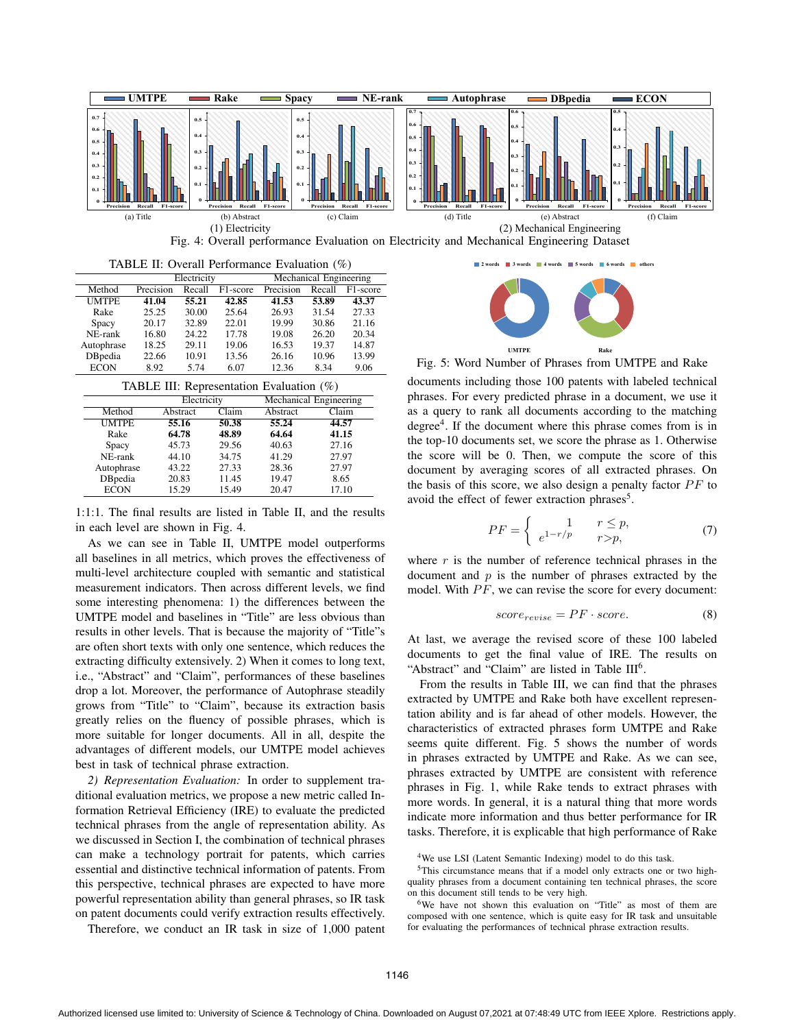Fig. 4: Overall performance Evaluation on Electricity and Mechanical Engineering Dataset

TABLE II: Overall Performance Evaluation (%)

| Method | Electricity | | | Mechanical Engineering | | |
|---|---|---|---|---|---|---|
| | Precision | Recall | F1-score | Precision | Recall | F1-score |
| UMTPE | **41.04** | **55.21** | **42.85** | **41.53** | **53.89** | **43.37** |
| Rake | 25.25 | 30.00 | 25.64 | 26.93 | 31.54 | 27.33 |
| Spacy | 20.17 | 32.89 | 22.01 | 19.99 | 30.86 | 21.16 |
| NE-rank | 16.80 | 24.22 | 17.78 | 19.08 | 26.20 | 20.34 |
| Autophrase | 18.25 | 29.11 | 19.06 | 16.53 | 19.37 | 14.87 |
| DBpedia | 22.66 | 10.91 | 13.56 | 26.16 | 10.96 | 13.99 |
| ECON | 8.92 | 5.74 | 6.07 | 12.36 | 8.34 | 9.06 |

TABLE III: Representation Evaluation (%)

| Method | Electricity | | Mechanical Engineering | |
|---|---|---|---|---|
| | Abstract | Claim | Abstract | Claim |
| UMTPE | **55.16** | **50.38** | **55.24** | **44.57** |
| Rake | **64.78** | **48.89** | **64.64** | **41.15** |
| Spacy | 45.73 | 29.56 | 40.63 | 27.16 |
| NE-rank | 44.10 | 34.75 | 41.29 | 27.97 |
| Autophrase | 43.22 | 27.33 | 28.36 | 27.97 |
| DBpedia | 20.83 | 11.45 | 19.47 | 8.65 |
| ECON | 15.29 | 15.49 | 20.47 | 17.10 |

1:1:1. The final results are listed in Table II, and the results in each level are shown in Fig. 4.

As we can see in Table II, UMTPE model outperforms all baselines in all metrics, which proves the effectiveness of multi-level architecture coupled with semantic and statistical measurement indicators. Then across different levels, we find some interesting phenomena: 1) the differences between the UMTPE model and baselines in "Title" are less obvious than results in other levels. That is because the majority of "Title"s are often short texts with only one sentence, which reduces the extracting difficulty extensively. 2) When it comes to long text, i.e., "Abstract" and "Claim", performances of these baselines drop a lot. Moreover, the performance of Autophrase steadily grows from "Title" to "Claim", because its extraction basis greatly relies on the fluency of possible phrases, which is more suitable for longer documents. All in all, despite the advantages of different models, our UMTPE model achieves best in task of technical phrase extraction.

*2) Representation Evaluation:* In order to supplement traditional evaluation metrics, we propose a new metric called Information Retrieval Efficiency (IRE) to evaluate the predicted technical phrases from the angle of representation ability. As we discussed in Section I, the combination of technical phrases can make a technology portrait for patents, which carries essential and distinctive technical information of patents. From this perspective, technical phrases are expected to have more powerful representation ability than general phrases, so IR task on patent documents could verify extraction results effectively.

Therefore, we conduct an IR task in size of 1,000 patent documents including those 100 patents with labeled technical phrases. For every predicted phrase in a document, we use it as a query to rank all documents according to the matching degree[4]. If the document where this phrase comes from is in the top-10 documents set, we score the phrase as 1. Otherwise the score will be 0. Then, we compute the score of this document by averaging scores of all extracted phrases. On the basis of this score, we also design a penalty factor $PF$ to avoid the effect of fewer extraction phrases[5].

$$PF = \begin{cases} 1 & r \leq p, \\ e^{1-r/p} & r > p, \end{cases} \tag{7}$$

where $r$ is the number of reference technical phrases in the document and $p$ is the number of phrases extracted by the model. With $PF$, we can revise the score for every document:

$$score_{revise} = PF \cdot score. \tag{8}$$

At last, we average the revised score of these 100 labeled documents to get the final value of IRE. The results on "Abstract" and "Claim" are listed in Table III[6].

From the results in Table III, we can find that the phrases extracted by UMTPE and Rake both have excellent representation ability and is far ahead of other models. However, the characteristics of extracted phrases form UMTPE and Rake seems quite different. Fig. 5 shows the number of words in phrases extracted by UMTPE and Rake. As we can see, phrases extracted by UMTPE are consistent with reference phrases in Fig. 1, while Rake tends to extract phrases with more words. In general, it is a natural thing that more words indicate more information and thus better performance for IR tasks. Therefore, it is explicable that high performance of Rake

Fig. 5: Word Number of Phrases from UMTPE and Rake

[4] We use LSI (Latent Semantic Indexing) model to do this task.

[5] This circumstance means that if a model only extracts one or two high-quality phrases from a document containing ten technical phrases, the score on this document still tends to be very high.

[6] We have not shown this evaluation on "Title" as most of them are composed with one sentence, which is quite easy for IR task and unsuitable for evaluating the performances of technical phrase extraction results.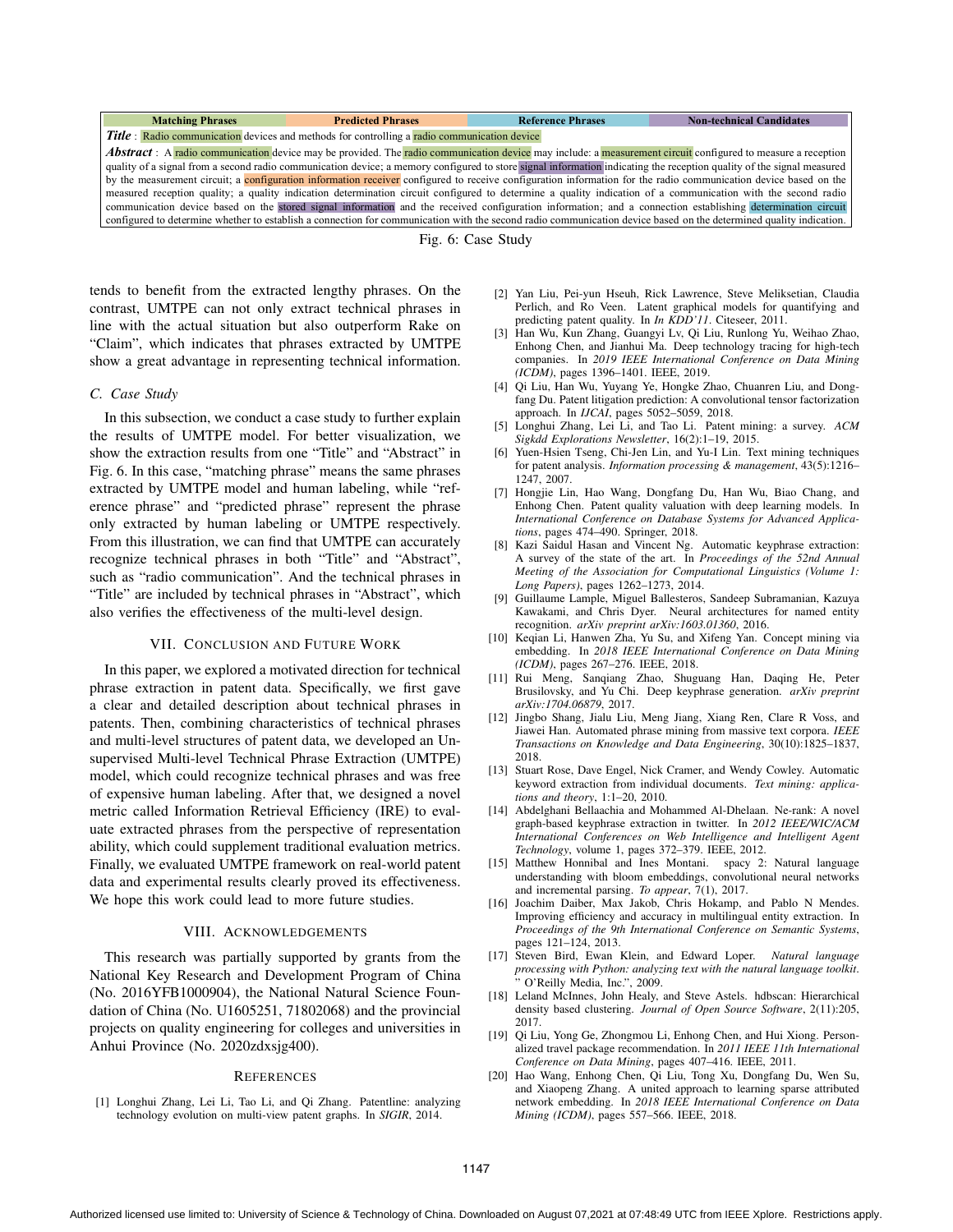| Matching Phrases | Predicted Phrases | Reference Phrases | Non-technical Candidates |
|---|---|---|---|

***Title*** : Radio communication devices and methods for controlling a radio communication device

***Abstract*** : A radio communication device may be provided. The radio communication device may include: a measurement circuit configured to measure a reception quality of a signal from a second radio communication device; a memory configured to store signal information indicating the reception quality of the signal measured by the measurement circuit; a configuration information receiver configured to receive configuration information for the radio communication device based on the measured reception quality; a quality indication determination circuit configured to determine a quality indication of a communication with the second radio communication device based on the stored signal information and the received configuration information; and a connection establishing determination circuit configured to determine whether to establish a connection for communication with the second radio communication device based on the determined quality indication.

Fig. 6: Case Study

tends to benefit from the extracted lengthy phrases. On the contrast, UMTPE can not only extract technical phrases in line with the actual situation but also outperform Rake on "Claim", which indicates that phrases extracted by UMTPE show a great advantage in representing technical information.

### C. Case Study

In this subsection, we conduct a case study to further explain the results of UMTPE model. For better visualization, we show the extraction results from one "Title" and "Abstract" in Fig. 6. In this case, "matching phrase" means the same phrases extracted by UMTPE model and human labeling, while "reference phrase" and "predicted phrase" represent the phrase only extracted by human labeling or UMTPE respectively. From this illustration, we can find that UMTPE can accurately recognize technical phrases in both "Title" and "Abstract", such as "radio communication". And the technical phrases in "Title" are included by technical phrases in "Abstract", which also verifies the effectiveness of the multi-level design.

## VII. Conclusion and Future Work

In this paper, we explored a motivated direction for technical phrase extraction in patent data. Specifically, we first gave a clear and detailed description about technical phrases in patents. Then, combining characteristics of technical phrases and multi-level structures of patent data, we developed an Unsupervised Multi-level Technical Phrase Extraction (UMTPE) model, which could recognize technical phrases and was free of expensive human labeling. After that, we designed a novel metric called Information Retrieval Efficiency (IRE) to evaluate extracted phrases from the perspective of representation ability, which could supplement traditional evaluation metrics. Finally, we evaluated UMTPE framework on real-world patent data and experimental results clearly proved its effectiveness. We hope this work could lead to more future studies.

## VIII. Acknowledgements

This research was partially supported by grants from the National Key Research and Development Program of China (No. 2016YFB1000904), the National Natural Science Foundation of China (No. U1605251, 71802068) and the provincial projects on quality engineering for colleges and universities in Anhui Province (No. 2020zdxsjg400).

## References

[1] Longhui Zhang, Lei Li, Tao Li, and Qi Zhang. Patentline: analyzing technology evolution on multi-view patent graphs. In *SIGIR*, 2014.

[2] Yan Liu, Pei-yun Hseuh, Rick Lawrence, Steve Meliksetian, Claudia Perlich, and Ro Veen. Latent graphical models for quantifying and predicting patent quality. In *In KDD'11*. Citeseer, 2011.

[3] Han Wu, Kun Zhang, Guangyi Lv, Qi Liu, Runlong Yu, Weihao Zhao, Enhong Chen, and Jianhui Ma. Deep technology tracing for high-tech companies. In *2019 IEEE International Conference on Data Mining (ICDM)*, pages 1396–1401. IEEE, 2019.

[4] Qi Liu, Han Wu, Yuyang Ye, Hongke Zhao, Chuanren Liu, and Dongfang Du. Patent litigation prediction: A convolutional tensor factorization approach. In *IJCAI*, pages 5052–5059, 2018.

[5] Longhui Zhang, Lei Li, and Tao Li. Patent mining: a survey. *ACM Sigkdd Explorations Newsletter*, 16(2):1–19, 2015.

[6] Yuen-Hsien Tseng, Chi-Jen Lin, and Yu-I Lin. Text mining techniques for patent analysis. *Information processing & management*, 43(5):1216–1247, 2007.

[7] Hongjie Lin, Hao Wang, Dongfang Du, Han Wu, Biao Chang, and Enhong Chen. Patent quality valuation with deep learning models. In *International Conference on Database Systems for Advanced Applications*, pages 474–490. Springer, 2018.

[8] Kazi Saidul Hasan and Vincent Ng. Automatic keyphrase extraction: A survey of the state of the art. In *Proceedings of the 52nd Annual Meeting of the Association for Computational Linguistics (Volume 1: Long Papers)*, pages 1262–1273, 2014.

[9] Guillaume Lample, Miguel Ballesteros, Sandeep Subramanian, Kazuya Kawakami, and Chris Dyer. Neural architectures for named entity recognition. *arXiv preprint arXiv:1603.01360*, 2016.

[10] Keqian Li, Hanwen Zha, Yu Su, and Xifeng Yan. Concept mining via embedding. In *2018 IEEE International Conference on Data Mining (ICDM)*, pages 267–276. IEEE, 2018.

[11] Rui Meng, Sanqiang Zhao, Shuguang Han, Daqing He, Peter Brusilovsky, and Yu Chi. Deep keyphrase generation. *arXiv preprint arXiv:1704.06879*, 2017.

[12] Jingbo Shang, Jialu Liu, Meng Jiang, Xiang Ren, Clare R Voss, and Jiawei Han. Automated phrase mining from massive text corpora. *IEEE Transactions on Knowledge and Data Engineering*, 30(10):1825–1837, 2018.

[13] Stuart Rose, Dave Engel, Nick Cramer, and Wendy Cowley. Automatic keyword extraction from individual documents. *Text mining: applications and theory*, 1:1–20, 2010.

[14] Abdelghani Bellaachia and Mohammed Al-Dhelaan. Ne-rank: A novel graph-based keyphrase extraction in twitter. In *2012 IEEE/WIC/ACM International Conferences on Web Intelligence and Intelligent Agent Technology*, volume 1, pages 372–379. IEEE, 2012.

[15] Matthew Honnibal and Ines Montani. spacy 2: Natural language understanding with bloom embeddings, convolutional neural networks and incremental parsing. *To appear*, 7(1), 2017.

[16] Joachim Daiber, Max Jakob, Chris Hokamp, and Pablo N Mendes. Improving efficiency and accuracy in multilingual entity extraction. In *Proceedings of the 9th International Conference on Semantic Systems*, pages 121–124, 2013.

[17] Steven Bird, Ewan Klein, and Edward Loper. *Natural language processing with Python: analyzing text with the natural language toolkit.* " O'Reilly Media, Inc.", 2009.

[18] Leland McInnes, John Healy, and Steve Astels. hdbscan: Hierarchical density based clustering. *Journal of Open Source Software*, 2(11):205, 2017.

[19] Qi Liu, Yong Ge, Zhongmou Li, Enhong Chen, and Hui Xiong. Personalized travel package recommendation. In *2011 IEEE 11th International Conference on Data Mining*, pages 407–416. IEEE, 2011.

[20] Hao Wang, Enhong Chen, Qi Liu, Tong Xu, Dongfang Du, Wen Su, and Xiaopeng Zhang. A united approach to learning sparse attributed network embedding. In *2018 IEEE International Conference on Data Mining (ICDM)*, pages 557–566. IEEE, 2018.